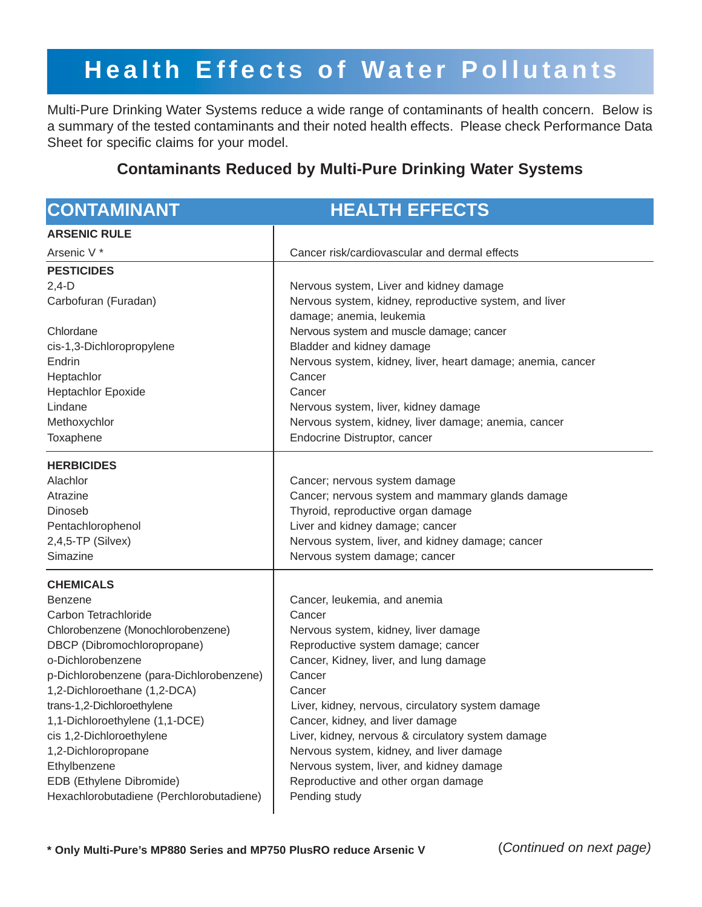# Health Effects of Water Pollutants

Multi-Pure Drinking Water Systems reduce a wide range of contaminants of health concern. Below is a summary of the tested contaminants and their noted health effects. Please check Performance Data Sheet for specific claims for your model.

## Contaminants Reduced by Multi-Pure Drinking Water Systems

| CONTAMINANT | HEALTH EFFECTS |
|---|---|
| **ARSENIC RULE** | |
| Arsenic V * | Cancer risk/cardiovascular and dermal effects |
| **PESTICIDES** | |
| 2,4-D | Nervous system, Liver and kidney damage |
| Carbofuran (Furadan) | Nervous system, kidney, reproductive system, and liver damage; anemia, leukemia |
| Chlordane | Nervous system and muscle damage; cancer |
| cis-1,3-Dichloropropylene | Bladder and kidney damage |
| Endrin | Nervous system, kidney, liver, heart damage; anemia, cancer |
| Heptachlor | Cancer |
| Heptachlor Epoxide | Cancer |
| Lindane | Nervous system, liver, kidney damage |
| Methoxychlor | Nervous system, kidney, liver damage; anemia, cancer |
| Toxaphene | Endocrine Distruptor, cancer |
| **HERBICIDES** | |
| Alachlor | Cancer; nervous system damage |
| Atrazine | Cancer; nervous system and mammary glands damage |
| Dinoseb | Thyroid, reproductive organ damage |
| Pentachlorophenol | Liver and kidney damage; cancer |
| 2,4,5-TP (Silvex) | Nervous system, liver, and kidney damage; cancer |
| Simazine | Nervous system damage; cancer |
| **CHEMICALS** | |
| Benzene | Cancer, leukemia, and anemia |
| Carbon Tetrachloride | Cancer |
| Chlorobenzene (Monochlorobenzene) | Nervous system, kidney, liver damage |
| DBCP (Dibromochloropropane) | Reproductive system damage; cancer |
| o-Dichlorobenzene | Cancer, Kidney, liver, and lung damage |
| p-Dichlorobenzene (para-Dichlorobenzene) | Cancer |
| 1,2-Dichloroethane (1,2-DCA) | Cancer |
| trans-1,2-Dichloroethylene | Liver, kidney, nervous, circulatory system damage |
| 1,1-Dichloroethylene (1,1-DCE) | Cancer, kidney, and liver damage |
| cis 1,2-Dichloroethylene | Liver, kidney, nervous & circulatory system damage |
| 1,2-Dichloropropane | Nervous system, kidney, and liver damage |
| Ethylbenzene | Nervous system, liver, and kidney damage |
| EDB (Ethylene Dibromide) | Reproductive and other organ damage |
| Hexachlorobutadiene (Perchlorobutadiene) | Pending study |

**\* Only Multi-Pure's MP880 Series and MP750 PlusRO reduce Arsenic V**

(*Continued on next page)*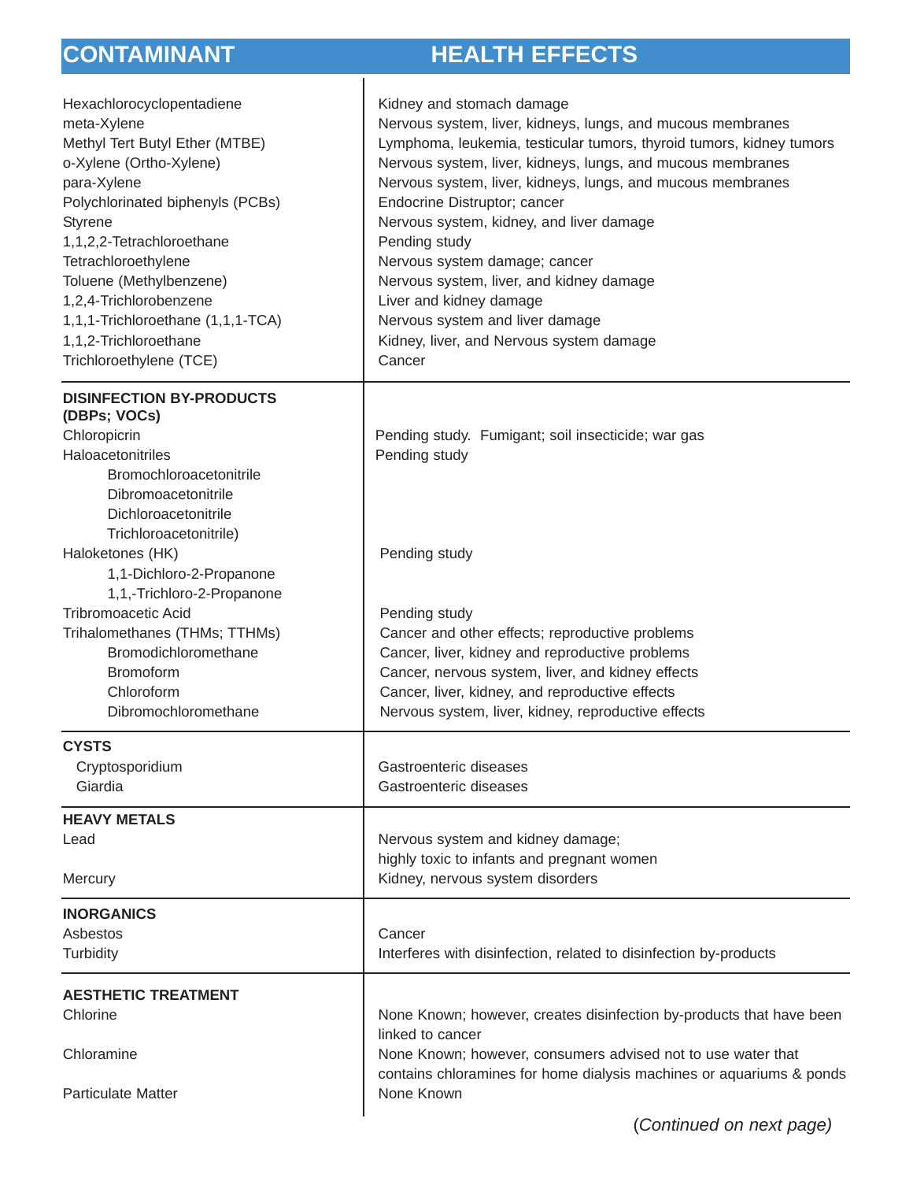| CONTAMINANT | HEALTH EFFECTS |
|---|---|
| Hexachlorocyclopentadiene | Kidney and stomach damage |
| meta-Xylene | Nervous system, liver, kidneys, lungs, and mucous membranes |
| Methyl Tert Butyl Ether (MTBE) | Lymphoma, leukemia, testicular tumors, thyroid tumors, kidney tumors |
| o-Xylene (Ortho-Xylene) | Nervous system, liver, kidneys, lungs, and mucous membranes |
| para-Xylene | Nervous system, liver, kidneys, lungs, and mucous membranes |
| Polychlorinated biphenyls (PCBs) | Endocrine Distruptor; cancer |
| Styrene | Nervous system, kidney, and liver damage |
| 1,1,2,2-Tetrachloroethane | Pending study |
| Tetrachloroethylene | Nervous system damage; cancer |
| Toluene (Methylbenzene) | Nervous system, liver, and kidney damage |
| 1,2,4-Trichlorobenzene | Liver and kidney damage |
| 1,1,1-Trichloroethane (1,1,1-TCA) | Nervous system and liver damage |
| 1,1,2-Trichloroethane | Kidney, liver, and Nervous system damage |
| Trichloroethylene (TCE) | Cancer |
| **DISINFECTION BY-PRODUCTS (DBPs; VOCs)** | |
| Chloropicrin | Pending study. Fumigant; soil insecticide; war gas |
| Haloacetonitriles | Pending study |
| Bromochloroacetonitrile | |
| Dibromoacetonitrile | |
| Dichloroacetonitrile | |
| Trichloroacetonitrile) | |
| Haloketones (HK) | Pending study |
| 1,1-Dichloro-2-Propanone | |
| 1,1,-Trichloro-2-Propanone | |
| Tribromoacetic Acid | Pending study |
| Trihalomethanes (THMs; TTHMs) | Cancer and other effects; reproductive problems |
| Bromodichloromethane | Cancer, liver, kidney and reproductive problems |
| Bromoform | Cancer, nervous system, liver, and kidney effects |
| Chloroform | Cancer, liver, kidney, and reproductive effects |
| Dibromochloromethane | Nervous system, liver, kidney, reproductive effects |
| **CYSTS** | |
| Cryptosporidium | Gastroenteric diseases |
| Giardia | Gastroenteric diseases |
| **HEAVY METALS** | |
| Lead | Nervous system and kidney damage; highly toxic to infants and pregnant women |
| Mercury | Kidney, nervous system disorders |
| **INORGANICS** | |
| Asbestos | Cancer |
| Turbidity | Interferes with disinfection, related to disinfection by-products |
| **AESTHETIC TREATMENT** | |
| Chlorine | None Known; however, creates disinfection by-products that have been linked to cancer |
| Chloramine | None Known; however, consumers advised not to use water that contains chloramines for home dialysis machines or aquariums & ponds |
| Particulate Matter | None Known |

*(Continued on next page)*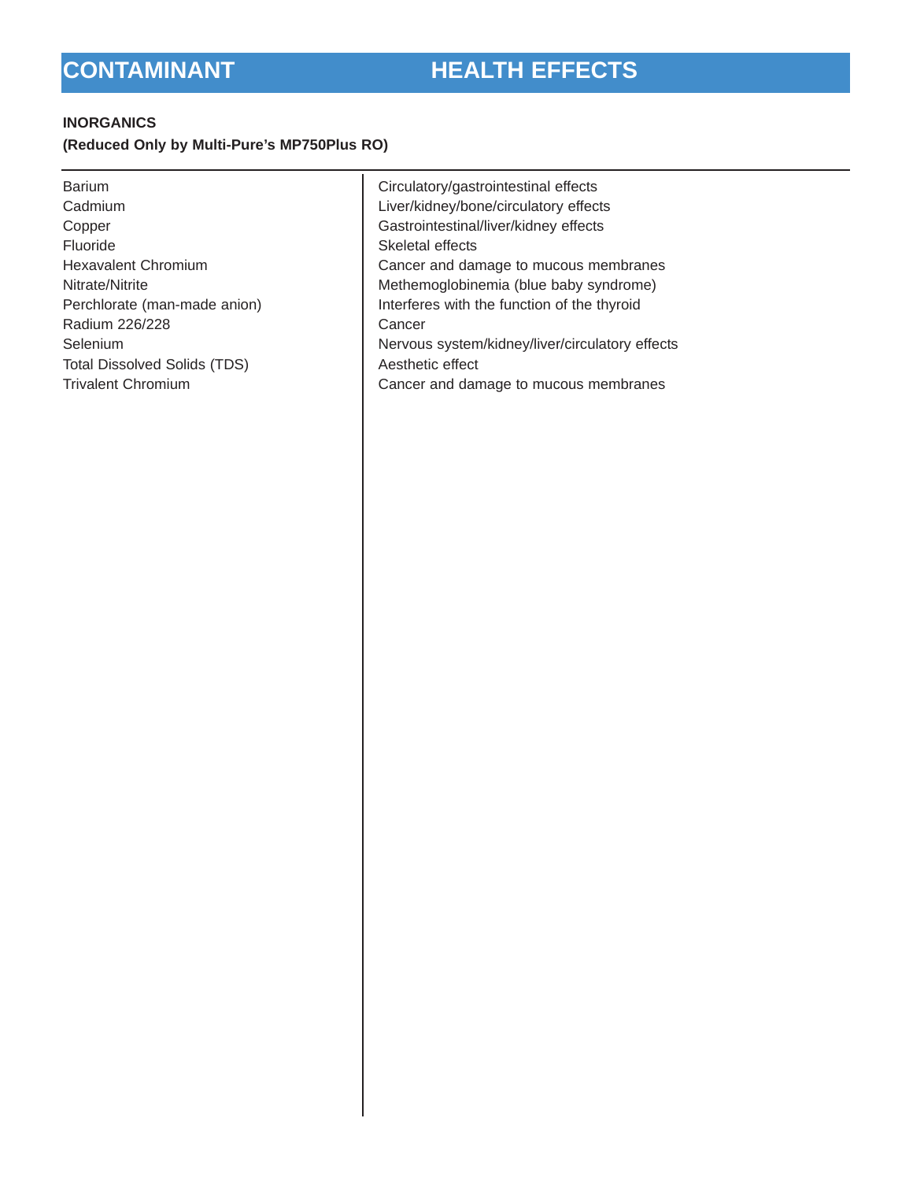| CONTAINANT | HEALTH EFFECTS |
|---|---|

**INORGANICS**
**(Reduced Only by Multi-Pure's MP750Plus RO)**

| | |
|---|---|
| Barium | Circulatory/gastrointestinal effects |
| Cadmium | Liver/kidney/bone/circulatory effects |
| Copper | Gastrointestinal/liver/kidney effects |
| Fluoride | Skeletal effects |
| Hexavalent Chromium | Cancer and damage to mucous membranes |
| Nitrate/Nitrite | Methemoglobinemia (blue baby syndrome) |
| Perchlorate (man-made anion) | Interferes with the function of the thyroid |
| Radium 226/228 | Cancer |
| Selenium | Nervous system/kidney/liver/circulatory effects |
| Total Dissolved Solids (TDS) | Aesthetic effect |
| Trivalent Chromium | Cancer and damage to mucous membranes |

| CONTAMINANT | HEALTH EFFECTS |
|---|---|

**INORGANICS**
**(Reduced Only by Multi-Pure's MP750Plus RO)**

| | |
|---|---|
| Barium | Circulatory/gastrointestinal effects |
| Cadmium | Liver/kidney/bone/circulatory effects |
| Copper | Gastrointestinal/liver/kidney effects |
| Fluoride | Skeletal effects |
| Hexavalent Chromium | Cancer and damage to mucous membranes |
| Nitrate/Nitrite | Methemoglobinemia (blue baby syndrome) |
| Perchlorate (man-made anion) | Interferes with the function of the thyroid |
| Radium 226/228 | Cancer |
| Selenium | Nervous system/kidney/liver/circulatory effects |
| Total Dissolved Solids (TDS) | Aesthetic effect |
| Trivalent Chromium | Cancer and damage to mucous membranes |